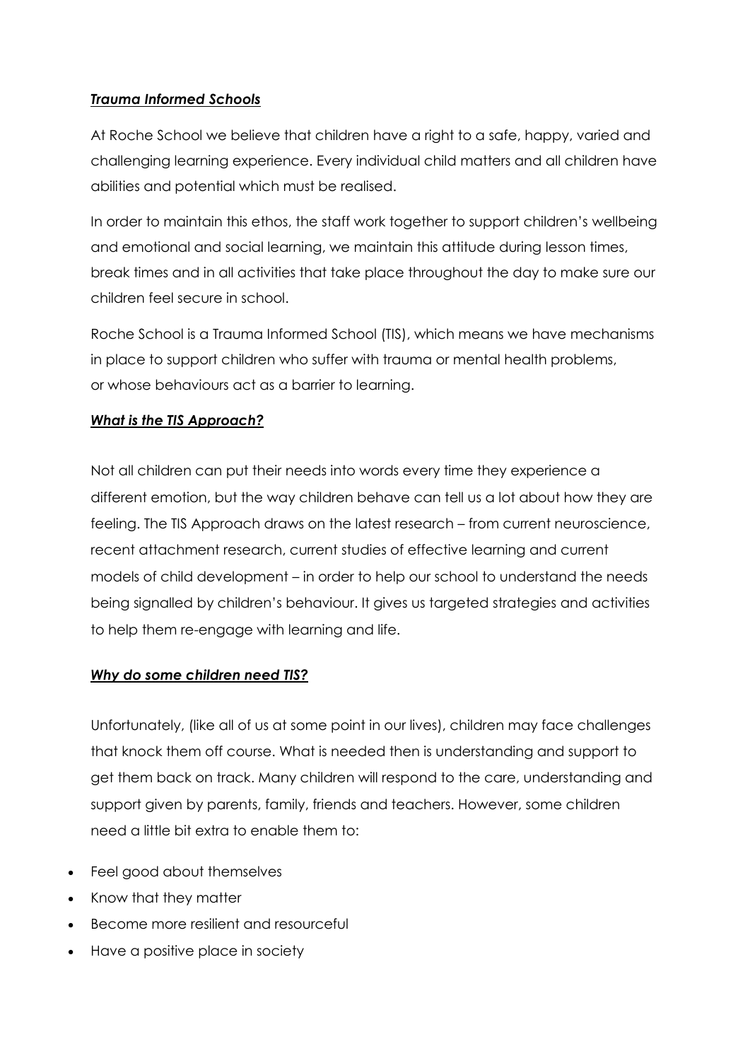## ***Trauma Informed Schools***

At Roche School we believe that children have a right to a safe, happy, varied and challenging learning experience. Every individual child matters and all children have abilities and potential which must be realised.

In order to maintain this ethos, the staff work together to support children's wellbeing and emotional and social learning, we maintain this attitude during lesson times, break times and in all activities that take place throughout the day to make sure our children feel secure in school.

Roche School is a Trauma Informed School (TIS), which means we have mechanisms in place to support children who suffer with trauma or mental health problems, or whose behaviours act as a barrier to learning.

## ***What is the TIS Approach?***

Not all children can put their needs into words every time they experience a different emotion, but the way children behave can tell us a lot about how they are feeling. The TIS Approach draws on the latest research – from current neuroscience, recent attachment research, current studies of effective learning and current models of child development – in order to help our school to understand the needs being signalled by children's behaviour. It gives us targeted strategies and activities to help them re-engage with learning and life.

## ***Why do some children need TIS?***

Unfortunately, (like all of us at some point in our lives), children may face challenges that knock them off course. What is needed then is understanding and support to get them back on track. Many children will respond to the care, understanding and support given by parents, family, friends and teachers. However, some children need a little bit extra to enable them to:

- Feel good about themselves
- Know that they matter
- Become more resilient and resourceful
- Have a positive place in society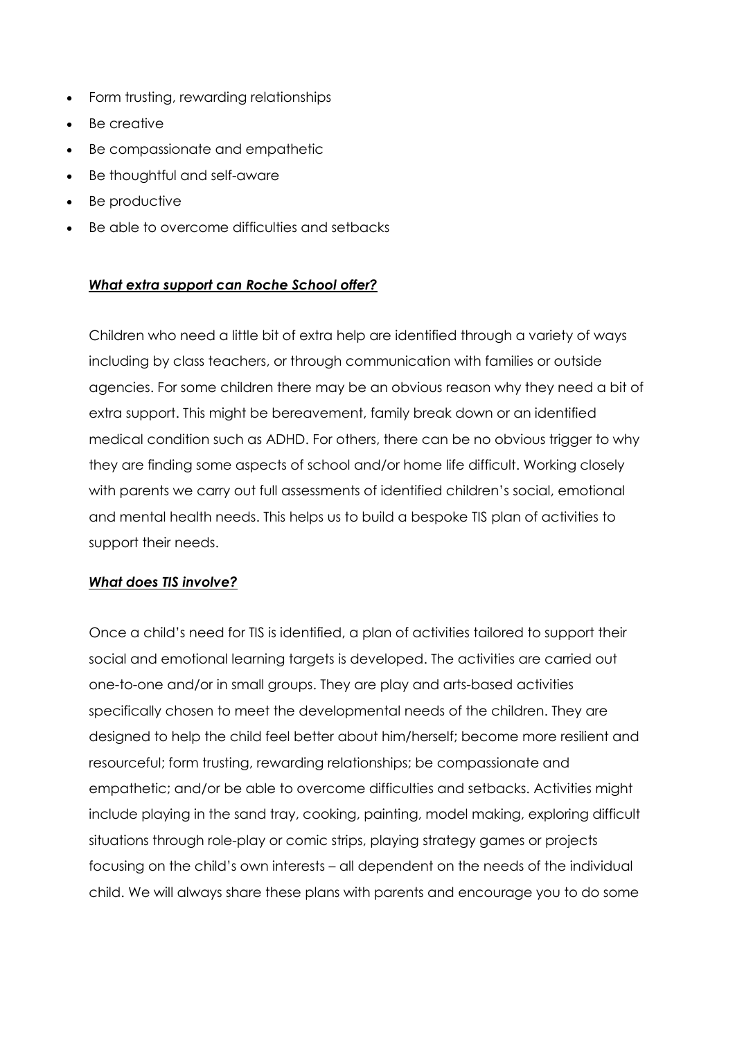- Form trusting, rewarding relationships
- Be creative
- Be compassionate and empathetic
- Be thoughtful and self-aware
- Be productive
- Be able to overcome difficulties and setbacks

***What extra support can Roche School offer?***

Children who need a little bit of extra help are identified through a variety of ways including by class teachers, or through communication with families or outside agencies. For some children there may be an obvious reason why they need a bit of extra support. This might be bereavement, family break down or an identified medical condition such as ADHD. For others, there can be no obvious trigger to why they are finding some aspects of school and/or home life difficult. Working closely with parents we carry out full assessments of identified children's social, emotional and mental health needs. This helps us to build a bespoke TIS plan of activities to support their needs.

***What does TIS involve?***

Once a child's need for TIS is identified, a plan of activities tailored to support their social and emotional learning targets is developed. The activities are carried out one-to-one and/or in small groups. They are play and arts-based activities specifically chosen to meet the developmental needs of the children. They are designed to help the child feel better about him/herself; become more resilient and resourceful; form trusting, rewarding relationships; be compassionate and empathetic; and/or be able to overcome difficulties and setbacks. Activities might include playing in the sand tray, cooking, painting, model making, exploring difficult situations through role-play or comic strips, playing strategy games or projects focusing on the child's own interests – all dependent on the needs of the individual child. We will always share these plans with parents and encourage you to do some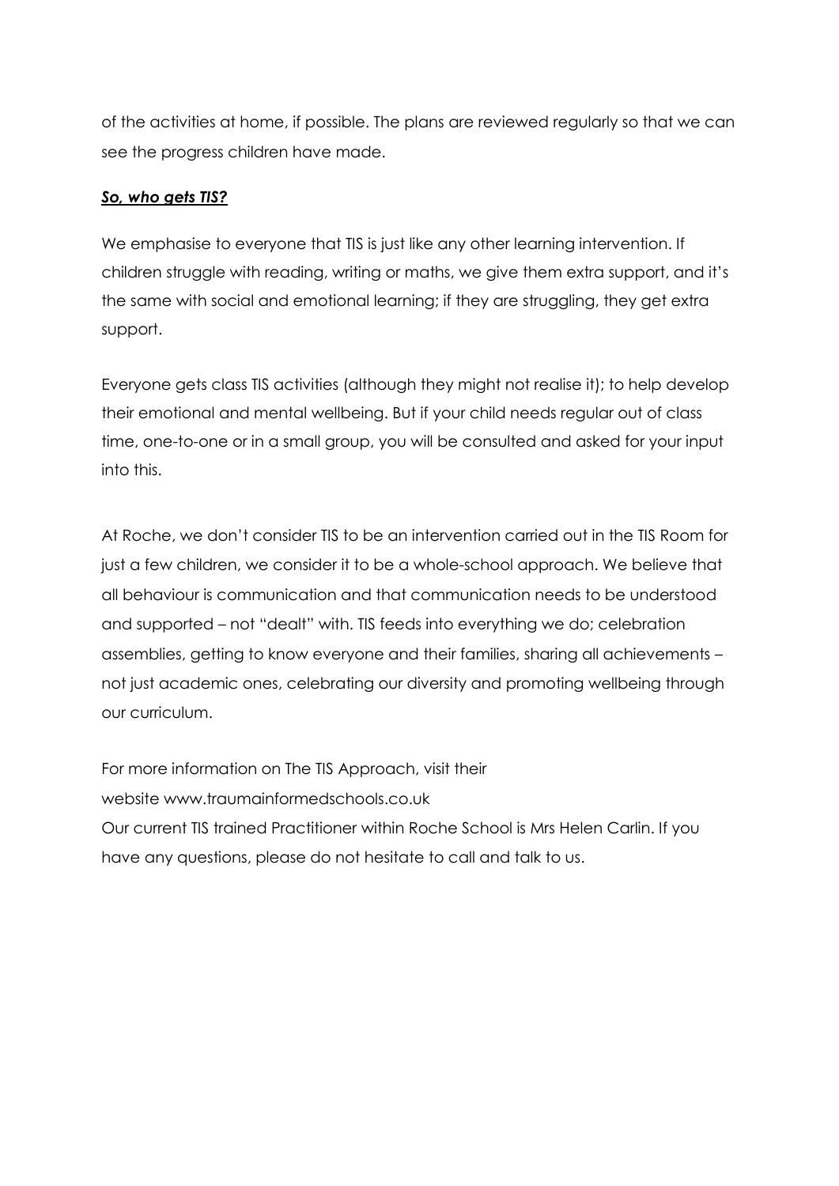of the activities at home, if possible. The plans are reviewed regularly so that we can see the progress children have made.

***<u>So, who gets TIS?</u>***

We emphasise to everyone that TIS is just like any other learning intervention. If children struggle with reading, writing or maths, we give them extra support, and it's the same with social and emotional learning; if they are struggling, they get extra support.

Everyone gets class TIS activities (although they might not realise it); to help develop their emotional and mental wellbeing. But if your child needs regular out of class time, one-to-one or in a small group, you will be consulted and asked for your input into this.

At Roche, we don't consider TIS to be an intervention carried out in the TIS Room for just a few children, we consider it to be a whole-school approach. We believe that all behaviour is communication and that communication needs to be understood and supported – not "dealt" with. TIS feeds into everything we do; celebration assemblies, getting to know everyone and their families, sharing all achievements – not just academic ones, celebrating our diversity and promoting wellbeing through our curriculum.

For more information on The TIS Approach, visit their website www.traumainformedschools.co.uk

Our current TIS trained Practitioner within Roche School is Mrs Helen Carlin. If you have any questions, please do not hesitate to call and talk to us.